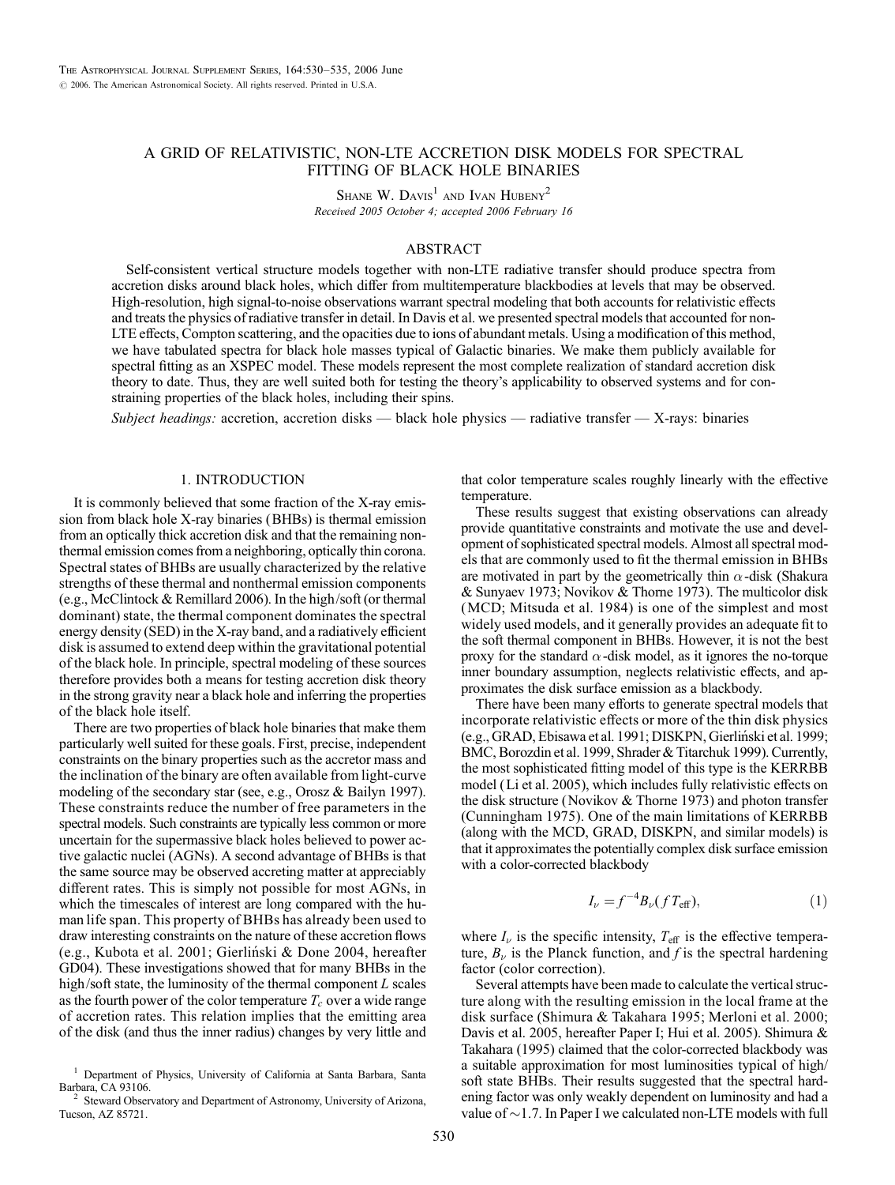# A GRID OF RELATIVISTIC, NON-LTE ACCRETION DISK MODELS FOR SPECTRAL FITTING OF BLACK HOLE BINARIES

Shane W. Davis[1] and Ivan Hubeny[2]

*Received 2005 October 4; accepted 2006 February 16*

## ABSTRACT

Self-consistent vertical structure models together with non-LTE radiative transfer should produce spectra from accretion disks around black holes, which differ from multitemperature blackbodies at levels that may be observed. High-resolution, high signal-to-noise observations warrant spectral modeling that both accounts for relativistic effects and treats the physics of radiative transfer in detail. In Davis et al. we presented spectral models that accounted for non-LTE effects, Compton scattering, and the opacities due to ions of abundant metals. Using a modification of this method, we have tabulated spectra for black hole masses typical of Galactic binaries. We make them publicly available for spectral fitting as an XSPEC model. These models represent the most complete realization of standard accretion disk theory to date. Thus, they are well suited both for testing the theory's applicability to observed systems and for constraining properties of the black holes, including their spins.

*Subject headings:* accretion, accretion disks — black hole physics — radiative transfer — X-rays: binaries

## 1. INTRODUCTION

It is commonly believed that some fraction of the X-ray emission from black hole X-ray binaries (BHBs) is thermal emission from an optically thick accretion disk and that the remaining nonthermal emission comes from a neighboring, optically thin corona. Spectral states of BHBs are usually characterized by the relative strengths of these thermal and nonthermal emission components (e.g., McClintock & Remillard 2006). In the high/soft (or thermal dominant) state, the thermal component dominates the spectral energy density (SED) in the X-ray band, and a radiatively efficient disk is assumed to extend deep within the gravitational potential of the black hole. In principle, spectral modeling of these sources therefore provides both a means for testing accretion disk theory in the strong gravity near a black hole and inferring the properties of the black hole itself.

There are two properties of black hole binaries that make them particularly well suited for these goals. First, precise, independent constraints on the binary properties such as the accretor mass and the inclination of the binary are often available from light-curve modeling of the secondary star (see, e.g., Orosz & Bailyn 1997). These constraints reduce the number of free parameters in the spectral models. Such constraints are typically less common or more uncertain for the supermassive black holes believed to power active galactic nuclei (AGNs). A second advantage of BHBs is that the same source may be observed accreting matter at appreciably different rates. This is simply not possible for most AGNs, in which the timescales of interest are long compared with the human life span. This property of BHBs has already been used to draw interesting constraints on the nature of these accretion flows (e.g., Kubota et al. 2001; Gierliński & Done 2004, hereafter GD04). These investigations showed that for many BHBs in the high/soft state, the luminosity of the thermal component $L$ scales as the fourth power of the color temperature $T_c$ over a wide range of accretion rates. This relation implies that the emitting area of the disk (and thus the inner radius) changes by very little and that color temperature scales roughly linearly with the effective temperature.

These results suggest that existing observations can already provide quantitative constraints and motivate the use and development of sophisticated spectral models. Almost all spectral models that are commonly used to fit the thermal emission in BHBs are motivated in part by the geometrically thin $\alpha$-disk (Shakura & Sunyaev 1973; Novikov & Thorne 1973). The multicolor disk (MCD; Mitsuda et al. 1984) is one of the simplest and most widely used models, and it generally provides an adequate fit to the soft thermal component in BHBs. However, it is not the best proxy for the standard $\alpha$-disk model, as it ignores the no-torque inner boundary assumption, neglects relativistic effects, and approximates the disk surface emission as a blackbody.

There have been many efforts to generate spectral models that incorporate relativistic effects or more of the thin disk physics (e.g., GRAD, Ebisawa et al. 1991; DISKPN, Gierliński et al. 1999; BMC, Borozdin et al. 1999, Shrader & Titarchuk 1999). Currently, the most sophisticated fitting model of this type is the KERRBB model (Li et al. 2005), which includes fully relativistic effects on the disk structure (Novikov & Thorne 1973) and photon transfer (Cunningham 1975). One of the main limitations of KERRBB (along with the MCD, GRAD, DISKPN, and similar models) is that it approximates the potentially complex disk surface emission with a color-corrected blackbody

$$I_\nu = f^{-4} B_\nu(f T_{\rm eff}), \tag{1}$$

where $I_\nu$ is the specific intensity, $T_{\rm eff}$ is the effective temperature, $B_\nu$ is the Planck function, and $f$ is the spectral hardening factor (color correction).

Several attempts have been made to calculate the vertical structure along with the resulting emission in the local frame at the disk surface (Shimura & Takahara 1995; Merloni et al. 2000; Davis et al. 2005, hereafter Paper I; Hui et al. 2005). Shimura & Takahara (1995) claimed that the color-corrected blackbody was a suitable approximation for most luminosities typical of high/soft state BHBs. Their results suggested that the spectral hardening factor was only weakly dependent on luminosity and had a value of $\sim$1.7. In Paper I we calculated non-LTE models with full

---

[1] Department of Physics, University of California at Santa Barbara, Santa Barbara, CA 93106.

[2] Steward Observatory and Department of Astronomy, University of Arizona, Tucson, AZ 85721.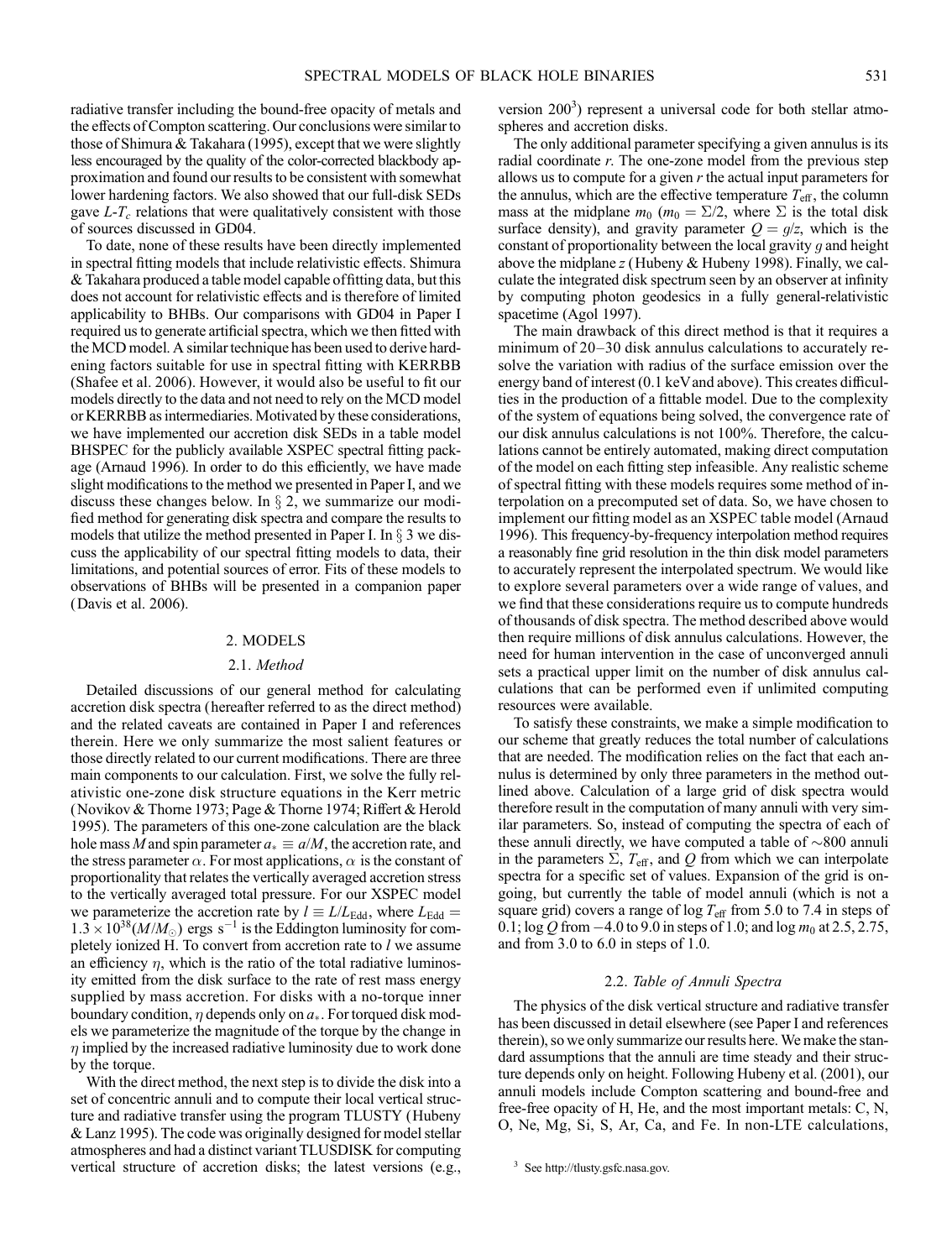radiative transfer including the bound-free opacity of metals and the effects of Compton scattering. Our conclusions were similar to those of Shimura & Takahara (1995), except that we were slightly less encouraged by the quality of the color-corrected blackbody approximation and found our results to be consistent with somewhat lower hardening factors. We also showed that our full-disk SEDs gave $L$-$T_c$ relations that were qualitatively consistent with those of sources discussed in GD04.

To date, none of these results have been directly implemented in spectral fitting models that include relativistic effects. Shimura & Takahara produced a table model capable of fitting data, but this does not account for relativistic effects and is therefore of limited applicability to BHBs. Our comparisons with GD04 in Paper I required us to generate artificial spectra, which we then fitted with the MCD model. A similar technique has been used to derive hardening factors suitable for use in spectral fitting with KERRBB (Shafee et al. 2006). However, it would also be useful to fit our models directly to the data and not need to rely on the MCD model or KERRBB as intermediaries. Motivated by these considerations, we have implemented our accretion disk SEDs in a table model BHSPEC for the publicly available XSPEC spectral fitting package (Arnaud 1996). In order to do this efficiently, we have made slight modifications to the method we presented in Paper I, and we discuss these changes below. In § 2, we summarize our modified method for generating disk spectra and compare the results to models that utilize the method presented in Paper I. In § 3 we discuss the applicability of our spectral fitting models to data, their limitations, and potential sources of error. Fits of these models to observations of BHBs will be presented in a companion paper (Davis et al. 2006).

## 2. MODELS

### 2.1. *Method*

Detailed discussions of our general method for calculating accretion disk spectra (hereafter referred to as the direct method) and the related caveats are contained in Paper I and references therein. Here we only summarize the most salient features or those directly related to our current modifications. There are three main components to our calculation. First, we solve the fully relativistic one-zone disk structure equations in the Kerr metric (Novikov & Thorne 1973; Page & Thorne 1974; Riffert & Herold 1995). The parameters of this one-zone calculation are the black hole mass $M$ and spin parameter $a_* \equiv a/M$, the accretion rate, and the stress parameter $\alpha$. For most applications, $\alpha$ is the constant of proportionality that relates the vertically averaged accretion stress to the vertically averaged total pressure. For our XSPEC model we parameterize the accretion rate by $l \equiv L/L_{\rm Edd}$, where $L_{\rm Edd} = 1.3 \times 10^{38}(M/M_\odot)$ ergs s$^{-1}$ is the Eddington luminosity for completely ionized H. To convert from accretion rate to $l$ we assume an efficiency $\eta$, which is the ratio of the total radiative luminosity emitted from the disk surface to the rate of rest mass energy supplied by mass accretion. For disks with a no-torque inner boundary condition, $\eta$ depends only on $a_*$. For torqued disk models we parameterize the magnitude of the torque by the change in $\eta$ implied by the increased radiative luminosity due to work done by the torque.

With the direct method, the next step is to divide the disk into a set of concentric annuli and to compute their local vertical structure and radiative transfer using the program TLUSTY (Hubeny & Lanz 1995). The code was originally designed for model stellar atmospheres and had a distinct variant TLUSDISK for computing vertical structure of accretion disks; the latest versions (e.g., version 200[3]) represent a universal code for both stellar atmospheres and accretion disks.

The only additional parameter specifying a given annulus is its radial coordinate $r$. The one-zone model from the previous step allows us to compute for a given $r$ the actual input parameters for the annulus, which are the effective temperature $T_{\rm eff}$, the column mass at the midplane $m_0$ ($m_0 = \Sigma/2$, where $\Sigma$ is the total disk surface density), and gravity parameter $Q = g/z$, which is the constant of proportionality between the local gravity $g$ and height above the midplane $z$ (Hubeny & Hubeny 1998). Finally, we calculate the integrated disk spectrum seen by an observer at infinity by computing photon geodesics in a fully general-relativistic spacetime (Agol 1997).

The main drawback of this direct method is that it requires a minimum of 20–30 disk annulus calculations to accurately resolve the variation with radius of the surface emission over the energy band of interest (0.1 keV and above). This creates difficulties in the production of a fittable model. Due to the complexity of the system of equations being solved, the convergence rate of our disk annulus calculations is not 100%. Therefore, the calculations cannot be entirely automated, making direct computation of the model on each fitting step infeasible. Any realistic scheme of spectral fitting with these models requires some method of interpolation on a precomputed set of data. So, we have chosen to implement our fitting model as an XSPEC table model (Arnaud 1996). This frequency-by-frequency interpolation method requires a reasonably fine grid resolution in the thin disk model parameters to accurately represent the interpolated spectrum. We would like to explore several parameters over a wide range of values, and we find that these considerations require us to compute hundreds of thousands of disk spectra. The method described above would then require millions of disk annulus calculations. However, the need for human intervention in the case of unconverged annuli sets a practical upper limit on the number of disk annulus calculations that can be performed even if unlimited computing resources were available.

To satisfy these constraints, we make a simple modification to our scheme that greatly reduces the total number of calculations that are needed. The modification relies on the fact that each annulus is determined by only three parameters in the method outlined above. Calculation of a large grid of disk spectra would therefore result in the computation of many annuli with very similar parameters. So, instead of computing the spectra of each of these annuli directly, we have computed a table of ~800 annuli in the parameters $\Sigma$, $T_{\rm eff}$, and $Q$ from which we can interpolate spectra for a specific set of values. Expansion of the grid is ongoing, but currently the table of model annuli (which is not a square grid) covers a range of $\log T_{\rm eff}$ from 5.0 to 7.4 in steps of 0.1; $\log Q$ from −4.0 to 9.0 in steps of 1.0; and $\log m_0$ at 2.5, 2.75, and from 3.0 to 6.0 in steps of 1.0.

### 2.2. *Table of Annuli Spectra*

The physics of the disk vertical structure and radiative transfer has been discussed in detail elsewhere (see Paper I and references therein), so we only summarize our results here. We make the standard assumptions that the annuli are time steady and their structure depends only on height. Following Hubeny et al. (2001), our annuli models include Compton scattering and bound-free and free-free opacity of H, He, and the most important metals: C, N, O, Ne, Mg, Si, S, Ar, Ca, and Fe. In non-LTE calculations,

[3] See http://tlusty.gsfc.nasa.gov.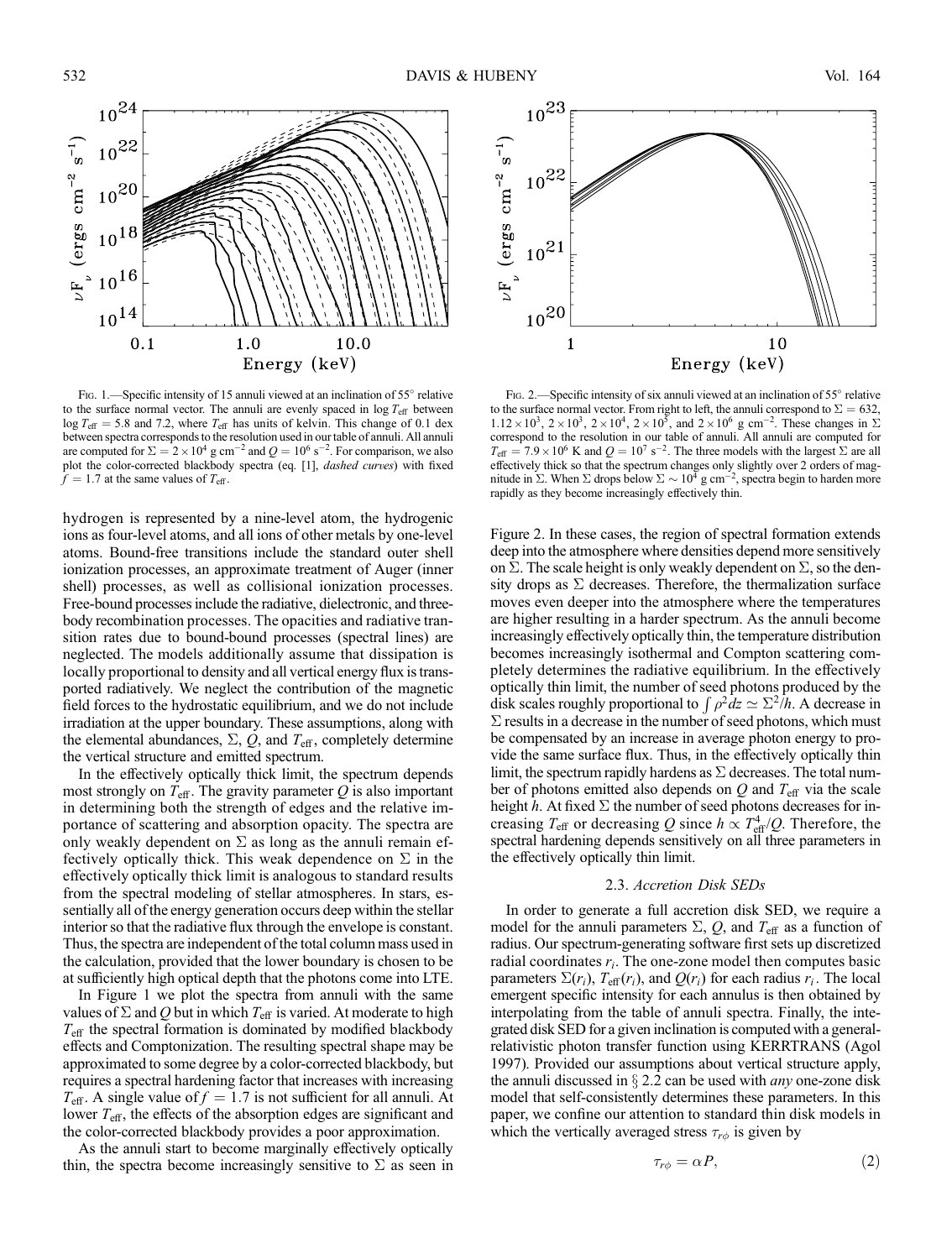Fig. 1.—Specific intensity of 15 annuli viewed at an inclination of 55° relative to the surface normal vector. The annuli are evenly spaced in $\log T_{\rm eff}$ between $\log T_{\rm eff} = 5.8$ and 7.2, where $T_{\rm eff}$ has units of kelvin. This change of 0.1 dex between spectra corresponds to the resolution used in our table of annuli. All annuli are computed for $\Sigma = 2 \times 10^4$ g cm$^{-2}$ and $Q = 10^6$ s$^{-2}$. For comparison, we also plot the color-corrected blackbody spectra (eq. [1], *dashed curves*) with fixed $f = 1.7$ at the same values of $T_{\rm eff}$.

Fig. 2.—Specific intensity of six annuli viewed at an inclination of 55° relative to the surface normal vector. From right to left, the annuli correspond to $\Sigma = 632$, $1.12 \times 10^3$, $2 \times 10^3$, $2 \times 10^4$, $2 \times 10^5$, and $2 \times 10^6$ g cm$^{-2}$. These changes in $\Sigma$ correspond to the resolution in our table of annuli. All annuli are computed for $T_{\rm eff} = 7.9 \times 10^6$ K and $Q = 10^7$ s$^{-2}$. The three models with the largest $\Sigma$ are all effectively thick so that the spectrum changes only slightly over 2 orders of magnitude in $\Sigma$. When $\Sigma$ drops below $\Sigma \sim 10^4$ g cm$^{-2}$, spectra begin to harden more rapidly as they become increasingly effectively thin.

hydrogen is represented by a nine-level atom, the hydrogenic ions as four-level atoms, and all ions of other metals by one-level atoms. Bound-free transitions include the standard outer shell ionization processes, an approximate treatment of Auger (inner shell) processes, as well as collisional ionization processes. Free-bound processes include the radiative, dielectronic, and three-body recombination processes. The opacities and radiative transition rates due to bound-bound processes (spectral lines) are neglected. The models additionally assume that dissipation is locally proportional to density and all vertical energy flux is transported radiatively. We neglect the contribution of the magnetic field forces to the hydrostatic equilibrium, and we do not include irradiation at the upper boundary. These assumptions, along with the elemental abundances, $\Sigma$, $Q$, and $T_{\rm eff}$, completely determine the vertical structure and emitted spectrum.

In the effectively optically thick limit, the spectrum depends most strongly on $T_{\rm eff}$. The gravity parameter $Q$ is also important in determining both the strength of edges and the relative importance of scattering and absorption opacity. The spectra are only weakly dependent on $\Sigma$ as long as the annuli remain effectively optically thick. This weak dependence on $\Sigma$ in the effectively optically thick limit is analogous to standard results from the spectral modeling of stellar atmospheres. In stars, essentially all of the energy generation occurs deep within the stellar interior so that the radiative flux through the envelope is constant. Thus, the spectra are independent of the total column mass used in the calculation, provided that the lower boundary is chosen to be at sufficiently high optical depth that the photons come into LTE.

In Figure 1 we plot the spectra from annuli with the same values of $\Sigma$ and $Q$ but in which $T_{\rm eff}$ is varied. At moderate to high $T_{\rm eff}$ the spectral formation is dominated by modified blackbody effects and Comptonization. The resulting spectral shape may be approximated to some degree by a color-corrected blackbody, but requires a spectral hardening factor that increases with increasing $T_{\rm eff}$. A single value of $f = 1.7$ is not sufficient for all annuli. At lower $T_{\rm eff}$, the effects of the absorption edges are significant and the color-corrected blackbody provides a poor approximation.

As the annuli start to become marginally effectively optically thin, the spectra become increasingly sensitive to $\Sigma$ as seen in Figure 2. In these cases, the region of spectral formation extends deep into the atmosphere where densities depend more sensitively on $\Sigma$. The scale height is only weakly dependent on $\Sigma$, so the density drops as $\Sigma$ decreases. Therefore, the thermalization surface moves even deeper into the atmosphere where the temperatures are higher resulting in a harder spectrum. As the annuli become increasingly effectively optically thin, the temperature distribution becomes increasingly isothermal and Compton scattering completely determines the radiative equilibrium. In the effectively optically thin limit, the number of seed photons produced by the disk scales roughly proportional to $\int \rho^2 dz \simeq \Sigma^2/h$. A decrease in $\Sigma$ results in a decrease in the number of seed photons, which must be compensated by an increase in average photon energy to provide the same surface flux. Thus, in the effectively optically thin limit, the spectrum rapidly hardens as $\Sigma$ decreases. The total number of photons emitted also depends on $Q$ and $T_{\rm eff}$ via the scale height $h$. At fixed $\Sigma$ the number of seed photons decreases for increasing $T_{\rm eff}$ or decreasing $Q$ since $h \propto T_{\rm eff}^4/Q$. Therefore, the spectral hardening depends sensitively on all three parameters in the effectively optically thin limit.

### 2.3. *Accretion Disk SEDs*

In order to generate a full accretion disk SED, we require a model for the annuli parameters $\Sigma$, $Q$, and $T_{\rm eff}$ as a function of radius. Our spectrum-generating software first sets up discretized radial coordinates $r_i$. The one-zone model then computes basic parameters $\Sigma(r_i)$, $T_{\rm eff}(r_i)$, and $Q(r_i)$ for each radius $r_i$. The local emergent specific intensity for each annulus is then obtained by interpolating from the table of annuli spectra. Finally, the integrated disk SED for a given inclination is computed with a general-relativistic photon transfer function using KERRTRANS (Agol 1997). Provided our assumptions about vertical structure apply, the annuli discussed in § 2.2 can be used with *any* one-zone disk model that self-consistently determines these parameters. In this paper, we confine our attention to standard thin disk models in which the vertically averaged stress $\tau_{r\phi}$ is given by

$$\tau_{r\phi} = \alpha P, \tag{2}$$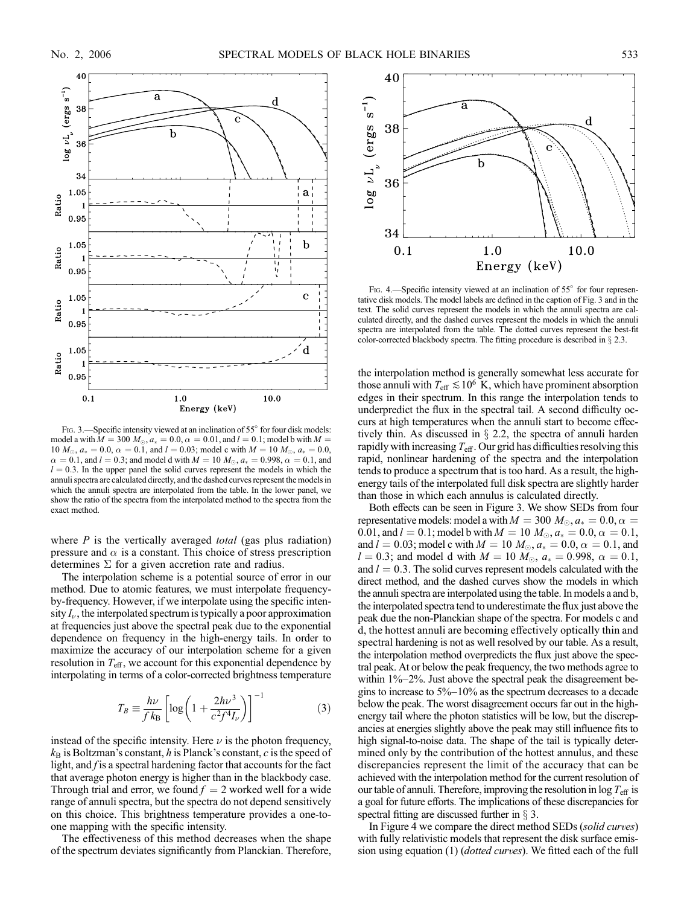Fig. 3.—Specific intensity viewed at an inclination of 55° for four disk models: model a with $M = 300\ M_{\odot}$, $a_* = 0.0$, $\alpha = 0.01$, and $l = 0.1$; model b with $M = 10\ M_{\odot}$, $a_* = 0.0$, $\alpha = 0.1$, and $l = 0.03$; model c with $M = 10\ M_{\odot}$, $a_* = 0.0$, $\alpha = 0.1$, and $l = 0.3$; and model d with $M = 10\ M_{\odot}$, $a_* = 0.998$, $\alpha = 0.1$, and $l = 0.3$. In the upper panel the solid curves represent the models in which the annuli spectra are calculated directly, and the dashed curves represent the models in which the annuli spectra are interpolated from the table. In the lower panel, we show the ratio of the spectra from the interpolated method to the spectra from the exact method.

Fig. 4.—Specific intensity viewed at an inclination of 55° for four representative disk models. The model labels are defined in the caption of Fig. 3 and in the text. The solid curves represent the models in which the annuli spectra are calculated directly, and the dashed curves represent the models in which the annuli spectra are interpolated from the table. The dotted curves represent the best-fit color-corrected blackbody spectra. The fitting procedure is described in § 2.3.

where $P$ is the vertically averaged *total* (gas plus radiation) pressure and $\alpha$ is a constant. This choice of stress prescription determines $\Sigma$ for a given accretion rate and radius.

The interpolation scheme is a potential source of error in our method. Due to atomic features, we must interpolate frequency-by-frequency. However, if we interpolate using the specific intensity $I_\nu$, the interpolated spectrum is typically a poor approximation at frequencies just above the spectral peak due to the exponential dependence on frequency in the high-energy tails. In order to maximize the accuracy of our interpolation scheme for a given resolution in $T_{\rm eff}$, we account for this exponential dependence by interpolating in terms of a color-corrected brightness temperature

$$T_B \equiv \frac{h\nu}{f k_{\rm B}} \left[ \log\left( 1 + \frac{2h\nu^3}{c^2 f^4 I_\nu} \right) \right]^{-1} \qquad (3)$$

instead of the specific intensity. Here $\nu$ is the photon frequency, $k_{\rm B}$ is Boltzman's constant, $h$ is Planck's constant, $c$ is the speed of light, and $f$ is a spectral hardening factor that accounts for the fact that average photon energy is higher than in the blackbody case. Through trial and error, we found $f = 2$ worked well for a wide range of annuli spectra, but the spectra do not depend sensitively on this choice. This brightness temperature provides a one-to-one mapping with the specific intensity.

The effectiveness of this method decreases when the shape of the spectrum deviates significantly from Planckian. Therefore, the interpolation method is generally somewhat less accurate for those annuli with $T_{\rm eff} \lesssim 10^6$ K, which have prominent absorption edges in their spectrum. In this range the interpolation tends to underpredict the flux in the spectral tail. A second difficulty occurs at high temperatures when the annuli start to become effectively thin. As discussed in § 2.2, the spectra of annuli harden rapidly with increasing $T_{\rm eff}$. Our grid has difficulties resolving this rapid, nonlinear hardening of the spectra and the interpolation tends to produce a spectrum that is too hard. As a result, the high-energy tails of the interpolated full disk spectra are slightly harder than those in which each annulus is calculated directly.

Both effects can be seen in Figure 3. We show SEDs from four representative models: model a with $M = 300\ M_{\odot}$, $a_* = 0.0$, $\alpha = 0.01$, and $l = 0.1$; model b with $M = 10\ M_{\odot}$, $a_* = 0.0$, $\alpha = 0.1$, and $l = 0.03$; model c with $M = 10\ M_{\odot}$, $a_* = 0.0$, $\alpha = 0.1$, and $l = 0.3$; and model d with $M = 10\ M_{\odot}$, $a_* = 0.998$, $\alpha = 0.1$, and $l = 0.3$. The solid curves represent models calculated with the direct method, and the dashed curves show the models in which the annuli spectra are interpolated using the table. In models a and b, the interpolated spectra tend to underestimate the flux just above the peak due the non-Planckian shape of the spectra. For models c and d, the hottest annuli are becoming effectively optically thin and spectral hardening is not as well resolved by our table. As a result, the interpolation method overpredicts the flux just above the spectral peak. At or below the peak frequency, the two methods agree to within 1%–2%. Just above the spectral peak the disagreement begins to increase to 5%–10% as the spectrum decreases to a decade below the peak. The worst disagreement occurs far out in the high-energy tail where the photon statistics will be low, but the discrepancies at energies slightly above the peak may still influence fits to high signal-to-noise data. The shape of the tail is typically determined only by the contribution of the hottest annulus, and these discrepancies represent the limit of the accuracy that can be achieved with the interpolation method for the current resolution of our table of annuli. Therefore, improving the resolution in $\log T_{\rm eff}$ is a goal for future efforts. The implications of these discrepancies for spectral fitting are discussed further in § 3.

In Figure 4 we compare the direct method SEDs (*solid curves*) with fully relativistic models that represent the disk surface emission using equation (1) (*dotted curves*). We fitted each of the full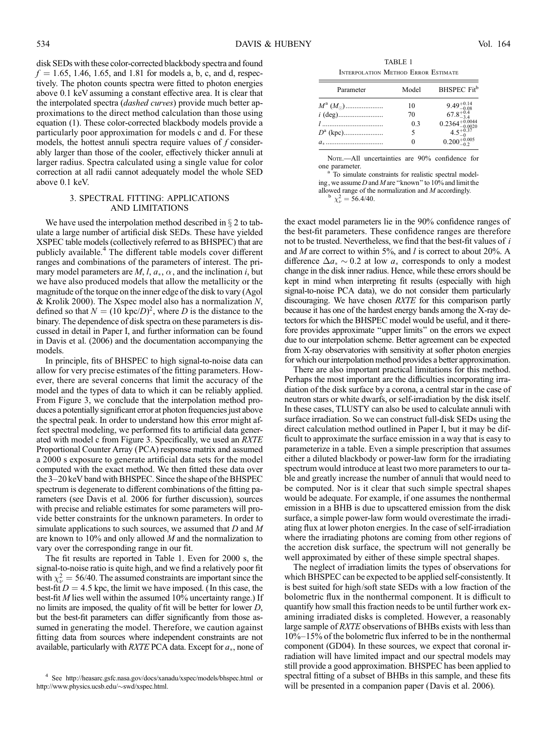disk SEDs with these color-corrected blackbody spectra and found $f = 1.65$, 1.46, 1.65, and 1.81 for models a, b, c, and d, respectively. The photon counts spectra were fitted to photon energies above 0.1 keV assuming a constant effective area. It is clear that the interpolated spectra (*dashed curves*) provide much better approximations to the direct method calculation than those using equation (1). These color-corrected blackbody models provide a particularly poor approximation for models c and d. For these models, the hottest annuli spectra require values of $f$ considerably larger than those of the cooler, effectively thicker annuli at larger radius. Spectra calculated using a single value for color correction at all radii cannot adequately model the whole SED above 0.1 keV.

## 3. SPECTRAL FITTING: APPLICATIONS AND LIMITATIONS

We have used the interpolation method described in § 2 to tabulate a large number of artificial disk SEDs. These have yielded XSPEC table models (collectively referred to as BHSPEC) that are publicly available.[4] The different table models cover different ranges and combinations of the parameters of interest. The primary model parameters are $M$, $l$, $a_*$, $\alpha$, and the inclination $i$, but we have also produced models that allow the metallicity or the magnitude of the torque on the inner edge of the disk to vary (Agol & Krolik 2000). The Xspec model also has a normalization $N$, defined so that $N = (10\ \mathrm{kpc}/D)^2$, where $D$ is the distance to the binary. The dependence of disk spectra on these parameters is discussed in detail in Paper I, and further information can be found in Davis et al. (2006) and the documentation accompanying the models.

In principle, fits of BHSPEC to high signal-to-noise data can allow for very precise estimates of the fitting parameters. However, there are several concerns that limit the accuracy of the model and the types of data to which it can be reliably applied. From Figure 3, we conclude that the interpolation method produces a potentially significant error at photon frequencies just above the spectral peak. In order to understand how this error might affect spectral modeling, we performed fits to artificial data generated with model c from Figure 3. Specifically, we used an *RXTE* Proportional Counter Array (PCA) response matrix and assumed a 2000 s exposure to generate artificial data sets for the model computed with the exact method. We then fitted these data over the 3–20 keV band with BHSPEC. Since the shape of the BHSPEC spectrum is degenerate to different combinations of the fitting parameters (see Davis et al. 2006 for further discussion), sources with precise and reliable estimates for some parameters will provide better constraints for the unknown parameters. In order to simulate applications to such sources, we assumed that $D$ and $M$ are known to 10% and only allowed $M$ and the normalization to vary over the corresponding range in our fit.

The fit results are reported in Table 1. Even for 2000 s, the signal-to-noise ratio is quite high, and we find a relatively poor fit with $\chi^2_\nu = 56/40$. The assumed constraints are important since the best-fit $D = 4.5$ kpc, the limit we have imposed. (In this case, the best-fit $M$ lies well within the assumed 10% uncertainty range.) If no limits are imposed, the quality of fit will be better for lower $D$, but the best-fit parameters can differ significantly from those assumed in generating the model. Therefore, we caution against fitting data from sources where independent constraints are not available, particularly with *RXTE* PCA data. Except for $a_*$, none of the exact model parameters lie in the 90% confidence ranges of the best-fit parameters. These confidence ranges are therefore not to be trusted. Nevertheless, we find that the best-fit values of $i$ and $M$ are correct to within 5%, and $l$ is correct to about 20%. A difference $\Delta a_* \sim 0.2$ at low $a_*$ corresponds to only a modest change in the disk inner radius. Hence, while these errors should be kept in mind when interpreting fit results (especially with high signal-to-noise PCA data), we do not consider them particularly discouraging. We have chosen *RXTE* for this comparison partly because it has one of the hardest energy bands among the X-ray detectors for which the BHSPEC model would be useful, and it therefore provides approximate "upper limits" on the errors we expect due to our interpolation scheme. Better agreement can be expected from X-ray observatories with sensitivity at softer photon energies for which our interpolation method provides a better approximation.

TABLE 1
INTERPOLATION METHOD ERROR ESTIMATE

| Parameter | Model | BHSPEC Fit[b] |
|---|---|---|
| $M$[a] ($M_\odot$) | 10 | $9.49^{+0.14}_{-0.08}$ |
| $i$ (deg) | 70 | $67.8^{+0.4}_{-3.4}$ |
| $l$ | 0.3 | $0.2364^{+0.0044}_{-0.0020}$ |
| $D$[a] (kpc) | 5 | $4.5^{+0.37}_{-0}$ |
| $a_*$ | 0 | $0.200^{+0.005}_{-0.2}$ |

NOTE.—All uncertainties are 90% confidence for one parameter.
[a] To simulate constraints for realistic spectral modeling, we assume $D$ and $M$ are "known" to 10% and limit the allowed range of the normalization and $M$ accordingly.
[b] $\chi^2_\nu = 56.4/40$.

There are also important practical limitations for this method. Perhaps the most important are the difficulties incorporating irradiation of the disk surface by a corona, a central star in the case of neutron stars or white dwarfs, or self-irradiation by the disk itself. In these cases, TLUSTY can also be used to calculate annuli with surface irradiation. So we can construct full-disk SEDs using the direct calculation method outlined in Paper I, but it may be difficult to approximate the surface emission in a way that is easy to parameterize in a table. Even a simple prescription that assumes either a diluted blackbody or power-law form for the irradiating spectrum would introduce at least two more parameters to our table and greatly increase the number of annuli that would need to be computed. Nor is it clear that such simple spectral shapes would be adequate. For example, if one assumes the nonthermal emission in a BHB is due to upscattered emission from the disk surface, a simple power-law form would overestimate the irradiating flux at lower photon energies. In the case of self-irradiation where the irradiating photons are coming from other regions of the accretion disk surface, the spectrum will not generally be well approximated by either of these simple spectral shapes.

The neglect of irradiation limits the types of observations for which BHSPEC can be expected to be applied self-consistently. It is best suited for high/soft state SEDs with a low fraction of the bolometric flux in the nonthermal component. It is difficult to quantify how small this fraction needs to be until further work examining irradiated disks is completed. However, a reasonably large sample of *RXTE* observations of BHBs exists with less than 10%–15% of the bolometric flux inferred to be in the nonthermal component (GD04). In these sources, we expect that coronal irradiation will have limited impact and our spectral models may still provide a good approximation. BHSPEC has been applied to spectral fitting of a subset of BHBs in this sample, and these fits will be presented in a companion paper (Davis et al. 2006).

[4] See http://heasarc.gsfc.nasa.gov/docs/xanadu/xspec/models/bhspec.html or http://www.physics.ucsb.edu/~swd/xspec.html.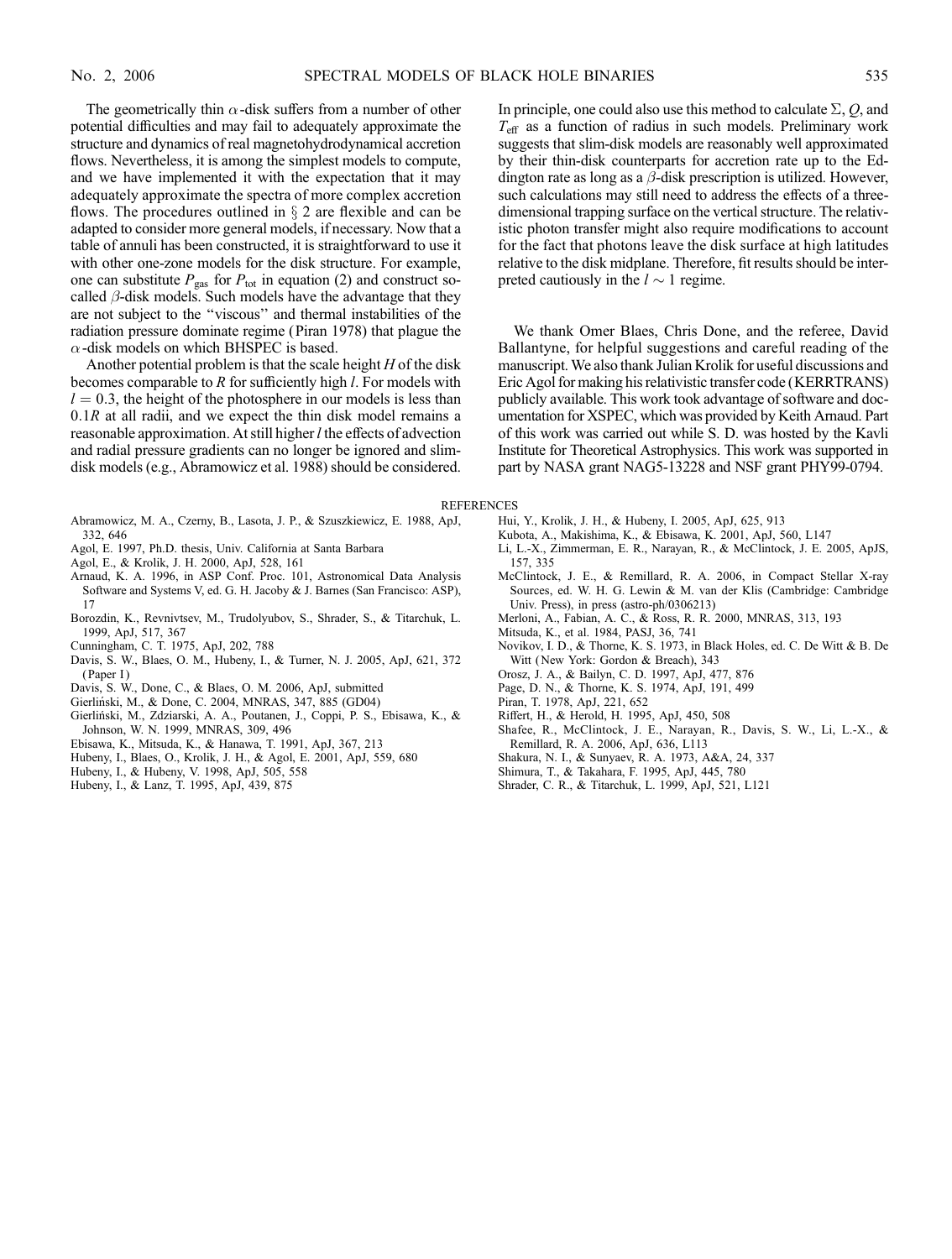The geometrically thin $\alpha$-disk suffers from a number of other potential difficulties and may fail to adequately approximate the structure and dynamics of real magnetohydrodynamical accretion flows. Nevertheless, it is among the simplest models to compute, and we have implemented it with the expectation that it may adequately approximate the spectra of more complex accretion flows. The procedures outlined in § 2 are flexible and can be adapted to consider more general models, if necessary. Now that a table of annuli has been constructed, it is straightforward to use it with other one-zone models for the disk structure. For example, one can substitute $P_{\rm gas}$ for $P_{\rm tot}$ in equation (2) and construct so-called $\beta$-disk models. Such models have the advantage that they are not subject to the "viscous" and thermal instabilities of the radiation pressure dominate regime (Piran 1978) that plague the $\alpha$-disk models on which BHSPEC is based.

Another potential problem is that the scale height $H$ of the disk becomes comparable to $R$ for sufficiently high $l$. For models with $l = 0.3$, the height of the photosphere in our models is less than $0.1R$ at all radii, and we expect the thin disk model remains a reasonable approximation. At still higher $l$ the effects of advection and radial pressure gradients can no longer be ignored and slim-disk models (e.g., Abramowicz et al. 1988) should be considered. In principle, one could also use this method to calculate $\Sigma$, $Q$, and $T_{\rm eff}$ as a function of radius in such models. Preliminary work suggests that slim-disk models are reasonably well approximated by their thin-disk counterparts for accretion rate up to the Eddington rate as long as a $\beta$-disk prescription is utilized. However, such calculations may still need to address the effects of a three-dimensional trapping surface on the vertical structure. The relativistic photon transfer might also require modifications to account for the fact that photons leave the disk surface at high latitudes relative to the disk midplane. Therefore, fit results should be interpreted cautiously in the $l \sim 1$ regime.

We thank Omer Blaes, Chris Done, and the referee, David Ballantyne, for helpful suggestions and careful reading of the manuscript. We also thank Julian Krolik for useful discussions and Eric Agol for making his relativistic transfer code (KERRTRANS) publicly available. This work took advantage of software and documentation for XSPEC, which was provided by Keith Arnaud. Part of this work was carried out while S. D. was hosted by the Kavli Institute for Theoretical Astrophysics. This work was supported in part by NASA grant NAG5-13228 and NSF grant PHY99-0794.

## REFERENCES

Abramowicz, M. A., Czerny, B., Lasota, J. P., & Szuszkiewicz, E. 1988, ApJ, 332, 646

Agol, E. 1997, Ph.D. thesis, Univ. California at Santa Barbara

Agol, E., & Krolik, J. H. 2000, ApJ, 528, 161

Arnaud, K. A. 1996, in ASP Conf. Proc. 101, Astronomical Data Analysis Software and Systems V, ed. G. H. Jacoby & J. Barnes (San Francisco: ASP), 17

Borozdin, K., Revnivtsev, M., Trudolyubov, S., Shrader, S., & Titarchuk, L. 1999, ApJ, 517, 367

Cunningham, C. T. 1975, ApJ, 202, 788

Davis, S. W., Blaes, O. M., Hubeny, I., & Turner, N. J. 2005, ApJ, 621, 372 (Paper I)

Davis, S. W., Done, C., & Blaes, O. M. 2006, ApJ, submitted

Gierliński, M., & Done, C. 2004, MNRAS, 347, 885 (GD04)

Gierliński, M., Zdziarski, A. A., Poutanen, J., Coppi, P. S., Ebisawa, K., & Johnson, W. N. 1999, MNRAS, 309, 496

Ebisawa, K., Mitsuda, K., & Hanawa, T. 1991, ApJ, 367, 213

Hubeny, I., Blaes, O., Krolik, J. H., & Agol, E. 2001, ApJ, 559, 680

Hubeny, I., & Hubeny, V. 1998, ApJ, 505, 558

Hubeny, I., & Lanz, T. 1995, ApJ, 439, 875

Hui, Y., Krolik, J. H., & Hubeny, I. 2005, ApJ, 625, 913

Kubota, A., Makishima, K., & Ebisawa, K. 2001, ApJ, 560, L147

Li, L.-X., Zimmerman, E. R., Narayan, R., & McClintock, J. E. 2005, ApJS, 157, 335

McClintock, J. E., & Remillard, R. A. 2006, in Compact Stellar X-ray Sources, ed. W. H. G. Lewin & M. van der Klis (Cambridge: Cambridge Univ. Press), in press (astro-ph/0306213)

Merloni, A., Fabian, A. C., & Ross, R. R. 2000, MNRAS, 313, 193

Mitsuda, K., et al. 1984, PASJ, 36, 741

Novikov, I. D., & Thorne, K. S. 1973, in Black Holes, ed. C. De Witt & B. De Witt (New York: Gordon & Breach), 343

Orosz, J. A., & Bailyn, C. D. 1997, ApJ, 477, 876

Page, D. N., & Thorne, K. S. 1974, ApJ, 191, 499

Piran, T. 1978, ApJ, 221, 652

Riffert, H., & Herold, H. 1995, ApJ, 450, 508

Shafee, R., McClintock, J. E., Narayan, R., Davis, S. W., Li, L.-X., & Remillard, R. A. 2006, ApJ, 636, L113

Shakura, N. I., & Sunyaev, R. A. 1973, A&A, 24, 337

Shimura, T., & Takahara, F. 1995, ApJ, 445, 780

Shrader, C. R., & Titarchuk, L. 1999, ApJ, 521, L121